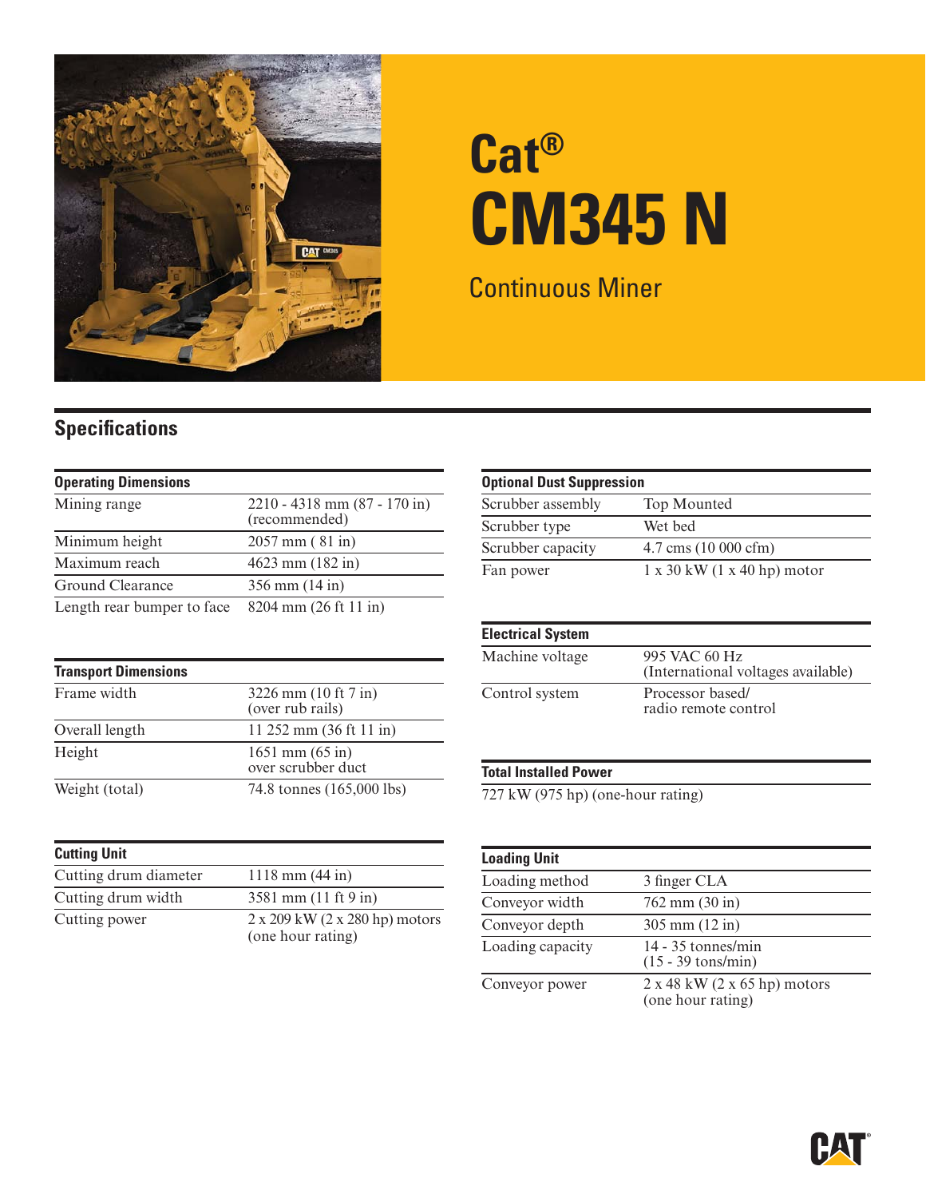# Cat® CM345 N

## Continuous Miner

## Specifications

| Operating Dimensions | |
|---|---|
| Mining range | 2210 - 4318 mm (87 - 170 in) (recommended) |
| Minimum height | 2057 mm ( 81 in) |
| Maximum reach | 4623 mm (182 in) |
| Ground Clearance | 356 mm (14 in) |
| Length rear bumper to face | 8204 mm (26 ft 11 in) |

| Transport Dimensions | |
|---|---|
| Frame width | 3226 mm (10 ft 7 in) (over rub rails) |
| Overall length | 11 252 mm (36 ft 11 in) |
| Height | 1651 mm (65 in) over scrubber duct |
| Weight (total) | 74.8 tonnes (165,000 lbs) |

| Cutting Unit | |
|---|---|
| Cutting drum diameter | 1118 mm (44 in) |
| Cutting drum width | 3581 mm (11 ft 9 in) |
| Cutting power | 2 x 209 kW (2 x 280 hp) motors (one hour rating) |

| Optional Dust Suppression | |
|---|---|
| Scrubber assembly | Top Mounted |
| Scrubber type | Wet bed |
| Scrubber capacity | 4.7 cms (10 000 cfm) |
| Fan power | 1 x 30 kW (1 x 40 hp) motor |

| Electrical System | |
|---|---|
| Machine voltage | 995 VAC 60 Hz (International voltages available) |
| Control system | Processor based/ radio remote control |

**Total Installed Power**

727 kW (975 hp) (one-hour rating)

| Loading Unit | |
|---|---|
| Loading method | 3 finger CLA |
| Conveyor width | 762 mm (30 in) |
| Conveyor depth | 305 mm (12 in) |
| Loading capacity | 14 - 35 tonnes/min (15 - 39 tons/min) |
| Conveyor power | 2 x 48 kW (2 x 65 hp) motors (one hour rating) |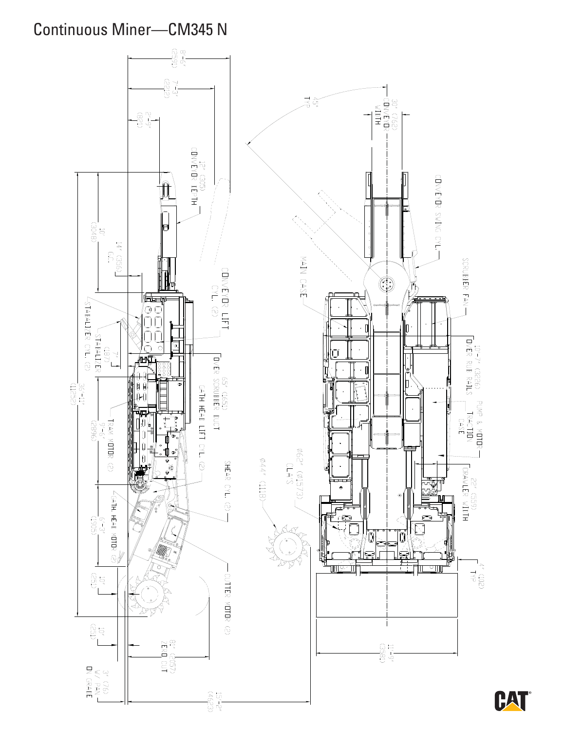# Continuous Miner—CM345 N

- 8'-6" (2591)
- 7'-3" (2210)
- 2'-9" (838)
- 12" (305) CONVEYOR DEPTH
- 10' (3048)
- 14" (356) C.C.
- CONVEYOR LIFT CYL. (2)
- STABILIZER CYL. (2)
- STABILIZER
- 7" (187)
- 6.5" (165) OVER SCRUBBER DUCT
- GATH HEAD LIFT CYL. (2)
- 36'-11" (11252)
- TRAM MOTOR (2)
- 9'-6" (2896)
- SHEAR CYL. (2)
- GATH HEAD MOTOR (2)
- 6'-3" (1905)
- 10" (254)
- CUTTER MOTOR (2)
- 10" (254)
- 81" (2057) ZERO CUT
- 3" (76) W/ PAN ON GRADE
- 15'-2" (4623)
- 45° TYP
- 30" (762) CONVEYOR WIDTH
- CONVEYOR SWING CYL.
- SCRUBBER FAN
- MAIN CASE
- 10'-7" (3226) OVER RUB RAILS
- PUMP & MOTOR
- TRACTION CASE
- 22" (559) CRAWLER WIDTH
- Ø62" (1575) CLAYS
- Ø44" (1118)
- 4" (102) TYP
- 11'-9" (3581)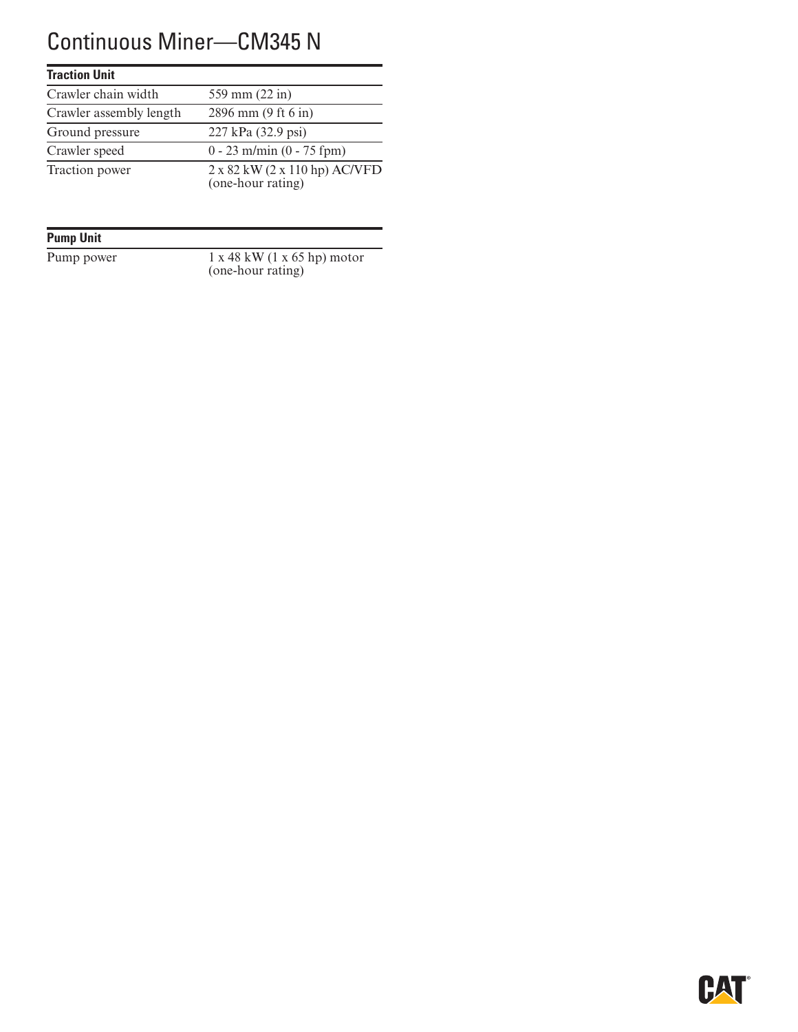# Continuous Miner—CM345 N

| Traction Unit | |
|---|---|
| Crawler chain width | 559 mm (22 in) |
| Crawler assembly length | 2896 mm (9 ft 6 in) |
| Ground pressure | 227 kPa (32.9 psi) |
| Crawler speed | 0 - 23 m/min (0 - 75 fpm) |
| Traction power | 2 x 82 kW (2 x 110 hp) AC/VFD (one-hour rating) |

| Pump Unit | |
|---|---|
| Pump power | 1 x 48 kW (1 x 65 hp) motor (one-hour rating) |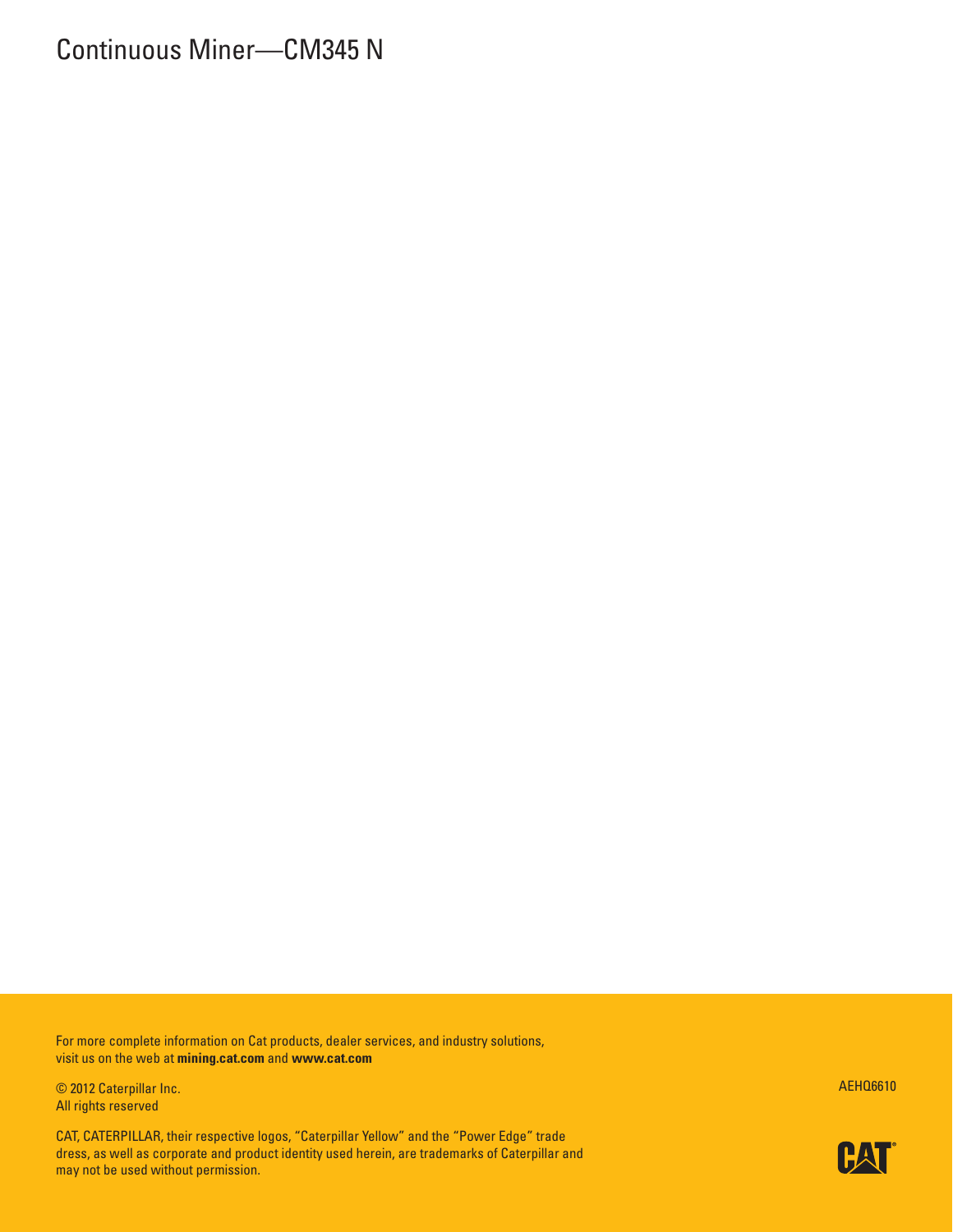For more complete information on Cat products, dealer services, and industry solutions, visit us on the web at **mining.cat.com** and **www.cat.com**

© 2012 Caterpillar Inc.
All rights reserved

AEHQ6610

CAT, CATERPILLAR, their respective logos, "Caterpillar Yellow" and the "Power Edge" trade dress, as well as corporate and product identity used herein, are trademarks of Caterpillar and may not be used without permission.